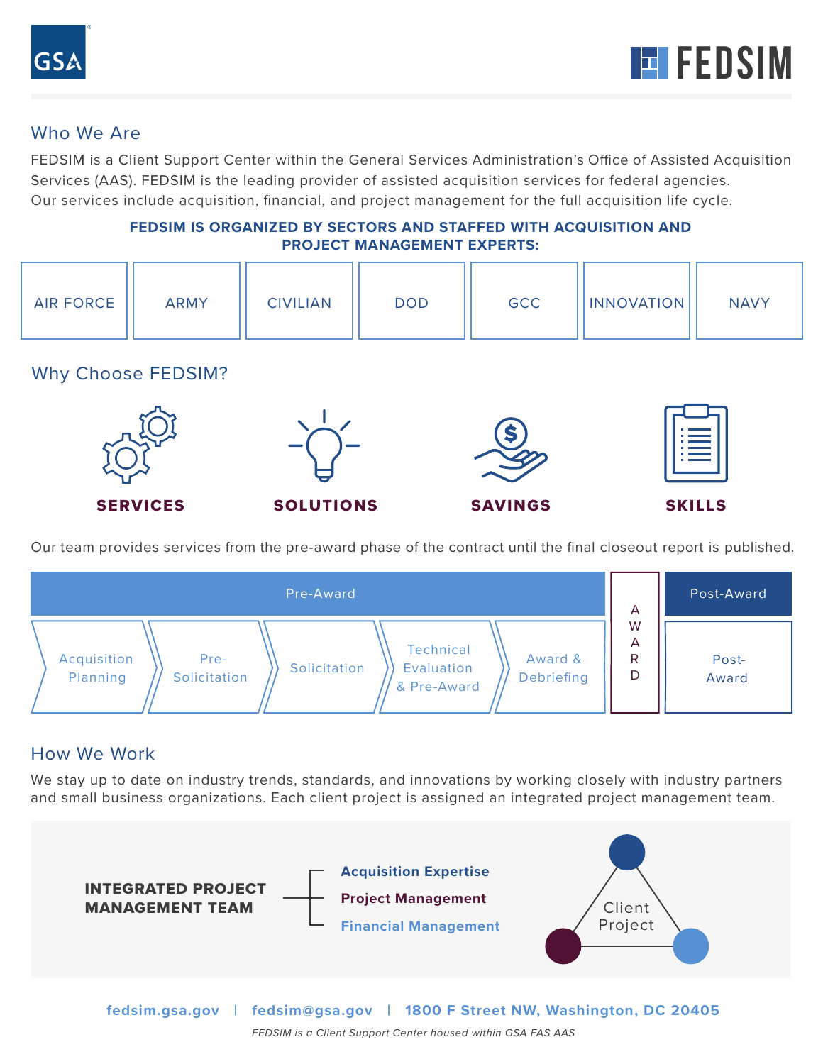GSA

FEDSIM

## Who We Are

FEDSIM is a Client Support Center within the General Services Administration's Office of Assisted Acquisition Services (AAS). FEDSIM is the leading provider of assisted acquisition services for federal agencies. Our services include acquisition, financial, and project management for the full acquisition life cycle.

**FEDSIM IS ORGANIZED BY SECTORS AND STAFFED WITH ACQUISITION AND PROJECT MANAGEMENT EXPERTS:**

| AIR FORCE | ARMY | CIVILIAN | DOD | GCC | INNOVATION | NAVY |
|---|---|---|---|---|---|---|

## Why Choose FEDSIM?

**SERVICES** | **SOLUTIONS** | **SAVINGS** | **SKILLS**

Our team provides services from the pre-award phase of the contract until the final closeout report is published.

| Pre-Award | | | | | Award | Post-Award |
|---|---|---|---|---|---|---|
| Acquisition Planning | Pre-Solicitation | Solicitation | Technical Evaluation & Pre-Award | Award & Debriefing | AWARD | Post-Award |

## How We Work

We stay up to date on industry trends, standards, and innovations by working closely with industry partners and small business organizations. Each client project is assigned an integrated project management team.

**INTEGRATED PROJECT MANAGEMENT TEAM**

- **Acquisition Expertise**
- **Project Management**
- **Financial Management**

Client Project

**fedsim.gsa.gov | fedsim@gsa.gov | 1800 F Street NW, Washington, DC 20405**

*FEDSIM is a Client Support Center housed within GSA FAS AAS*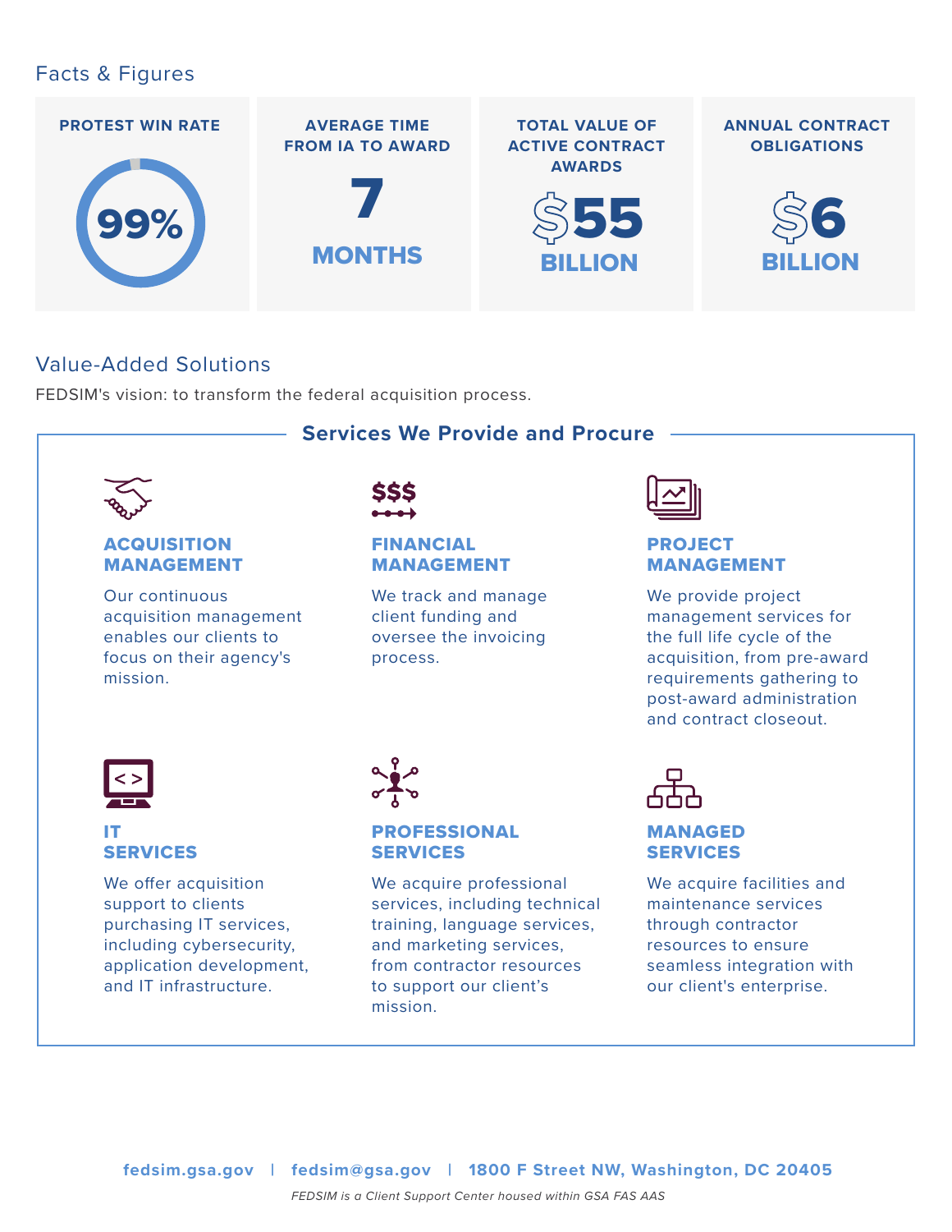## Facts & Figures

**PROTEST WIN RATE**

99%

**AVERAGE TIME FROM IA TO AWARD**

7

MONTHS

**TOTAL VALUE OF ACTIVE CONTRACT AWARDS**

$55

BILLION

**ANNUAL CONTRACT OBLIGATIONS**

$6

BILLION

## Value-Added Solutions

FEDSIM's vision: to transform the federal acquisition process.

### Services We Provide and Procure

**ACQUISITION MANAGEMENT**

Our continuous acquisition management enables our clients to focus on their agency's mission.

**FINANCIAL MANAGEMENT**

We track and manage client funding and oversee the invoicing process.

**PROJECT MANAGEMENT**

We provide project management services for the full life cycle of the acquisition, from pre-award requirements gathering to post-award administration and contract closeout.

**IT SERVICES**

We offer acquisition support to clients purchasing IT services, including cybersecurity, application development, and IT infrastructure.

**PROFESSIONAL SERVICES**

We acquire professional services, including technical training, language services, and marketing services, from contractor resources to support our client's mission.

**MANAGED SERVICES**

We acquire facilities and maintenance services through contractor resources to ensure seamless integration with our client's enterprise.

**fedsim.gsa.gov | fedsim@gsa.gov | 1800 F Street NW, Washington, DC 20405**

*FEDSIM is a Client Support Center housed within GSA FAS AAS*